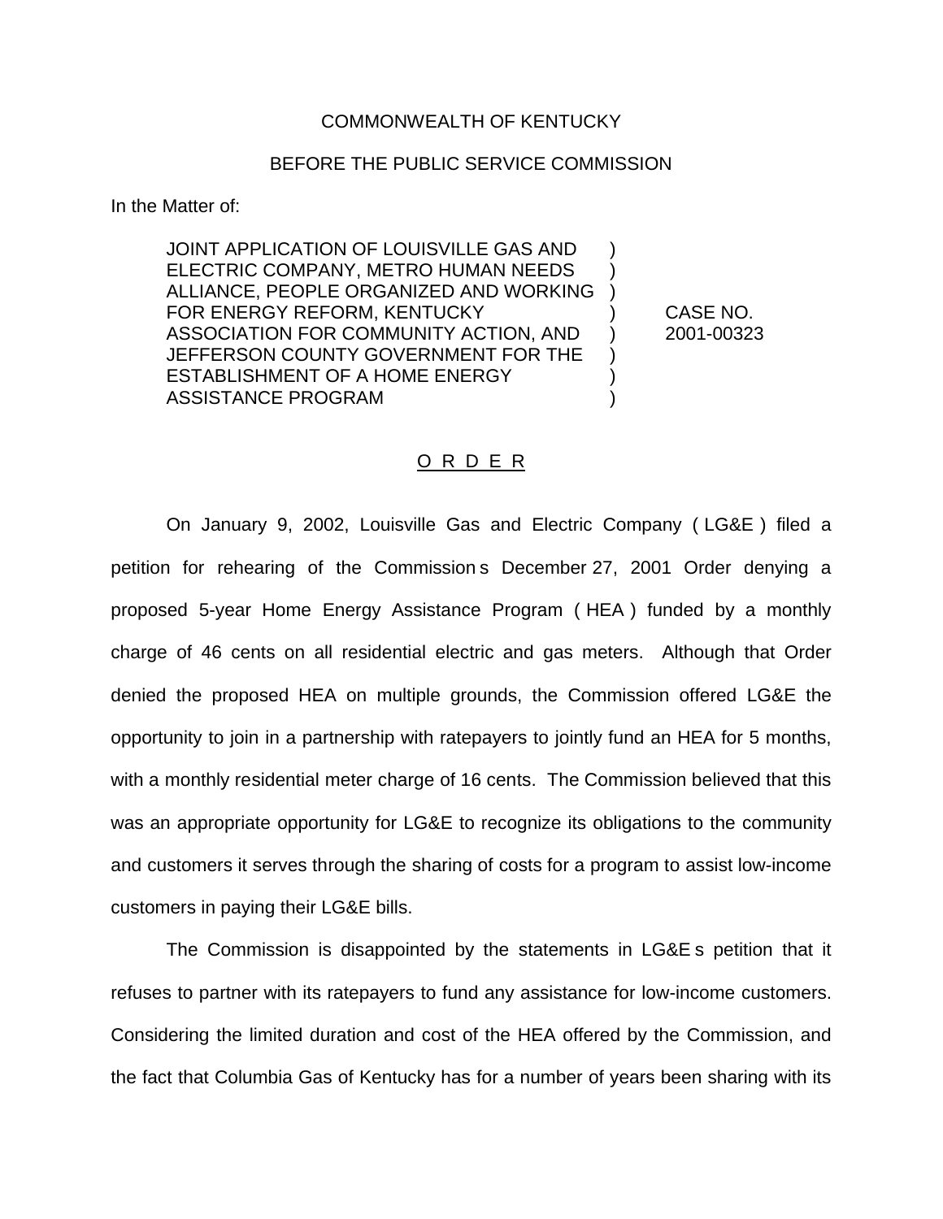COMMONWEALTH OF KENTUCKY

BEFORE THE PUBLIC SERVICE COMMISSION

In the Matter of:

| | | |
|---|---|---|
| JOINT APPLICATION OF LOUISVILLE GAS AND ELECTRIC COMPANY, METRO HUMAN NEEDS ALLIANCE, PEOPLE ORGANIZED AND WORKING FOR ENERGY REFORM, KENTUCKY ASSOCIATION FOR COMMUNITY ACTION, AND JEFFERSON COUNTY GOVERNMENT FOR THE ESTABLISHMENT OF A HOME ENERGY ASSISTANCE PROGRAM | ) | CASE NO. 2001-00323 |

O R D E R

On January 9, 2002, Louisville Gas and Electric Company ( LG&E ) filed a petition for rehearing of the Commission s December 27, 2001 Order denying a proposed 5-year Home Energy Assistance Program ( HEA ) funded by a monthly charge of 46 cents on all residential electric and gas meters. Although that Order denied the proposed HEA on multiple grounds, the Commission offered LG&E the opportunity to join in a partnership with ratepayers to jointly fund an HEA for 5 months, with a monthly residential meter charge of 16 cents. The Commission believed that this was an appropriate opportunity for LG&E to recognize its obligations to the community and customers it serves through the sharing of costs for a program to assist low-income customers in paying their LG&E bills.

The Commission is disappointed by the statements in LG&E s petition that it refuses to partner with its ratepayers to fund any assistance for low-income customers. Considering the limited duration and cost of the HEA offered by the Commission, and the fact that Columbia Gas of Kentucky has for a number of years been sharing with its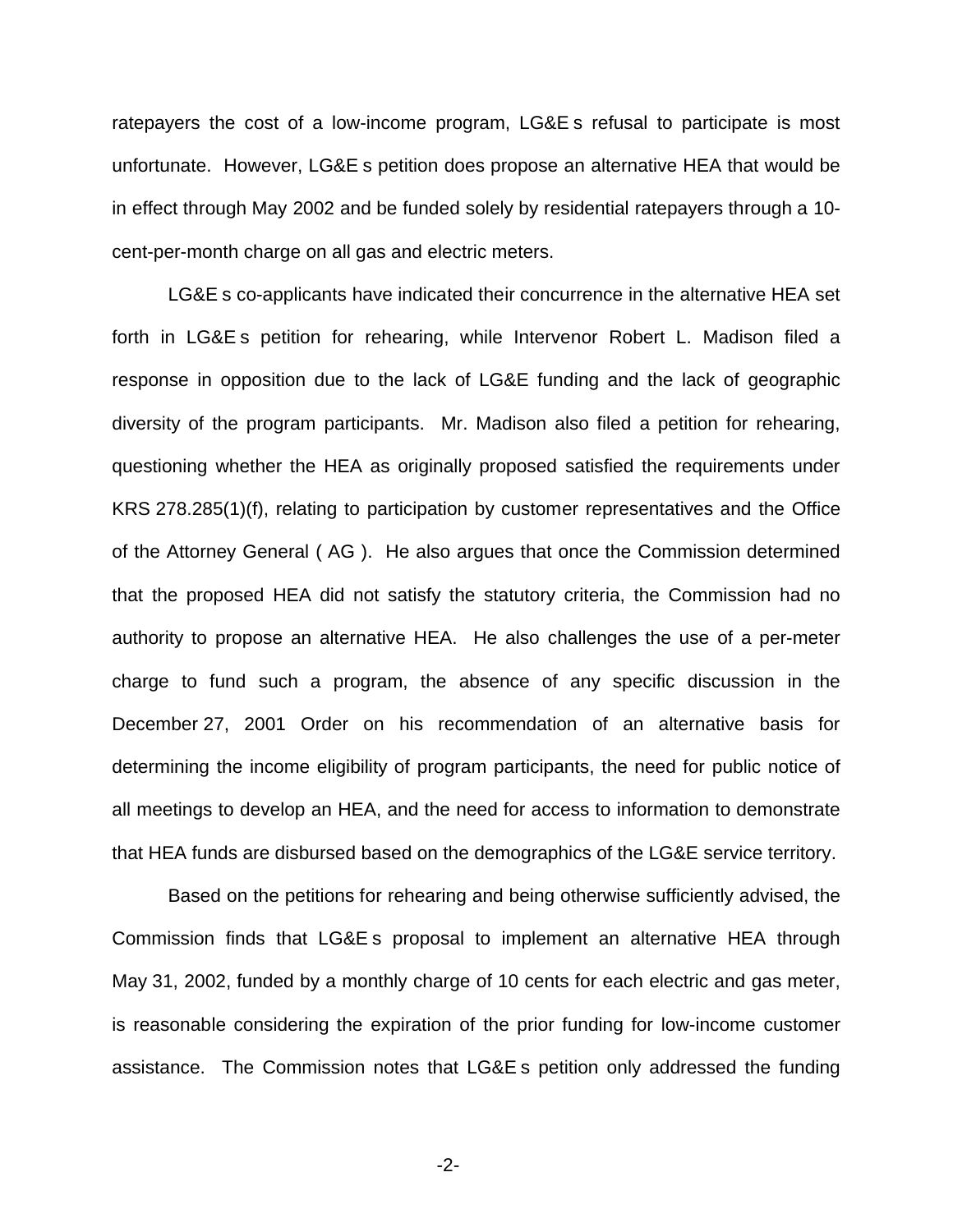ratepayers the cost of a low-income program, LG&E s refusal to participate is most unfortunate. However, LG&E s petition does propose an alternative HEA that would be in effect through May 2002 and be funded solely by residential ratepayers through a 10-cent-per-month charge on all gas and electric meters.

LG&E s co-applicants have indicated their concurrence in the alternative HEA set forth in LG&E s petition for rehearing, while Intervenor Robert L. Madison filed a response in opposition due to the lack of LG&E funding and the lack of geographic diversity of the program participants. Mr. Madison also filed a petition for rehearing, questioning whether the HEA as originally proposed satisfied the requirements under KRS 278.285(1)(f), relating to participation by customer representatives and the Office of the Attorney General ( AG ). He also argues that once the Commission determined that the proposed HEA did not satisfy the statutory criteria, the Commission had no authority to propose an alternative HEA. He also challenges the use of a per-meter charge to fund such a program, the absence of any specific discussion in the December 27, 2001 Order on his recommendation of an alternative basis for determining the income eligibility of program participants, the need for public notice of all meetings to develop an HEA, and the need for access to information to demonstrate that HEA funds are disbursed based on the demographics of the LG&E service territory.

Based on the petitions for rehearing and being otherwise sufficiently advised, the Commission finds that LG&E s proposal to implement an alternative HEA through May 31, 2002, funded by a monthly charge of 10 cents for each electric and gas meter, is reasonable considering the expiration of the prior funding for low-income customer assistance. The Commission notes that LG&E s petition only addressed the funding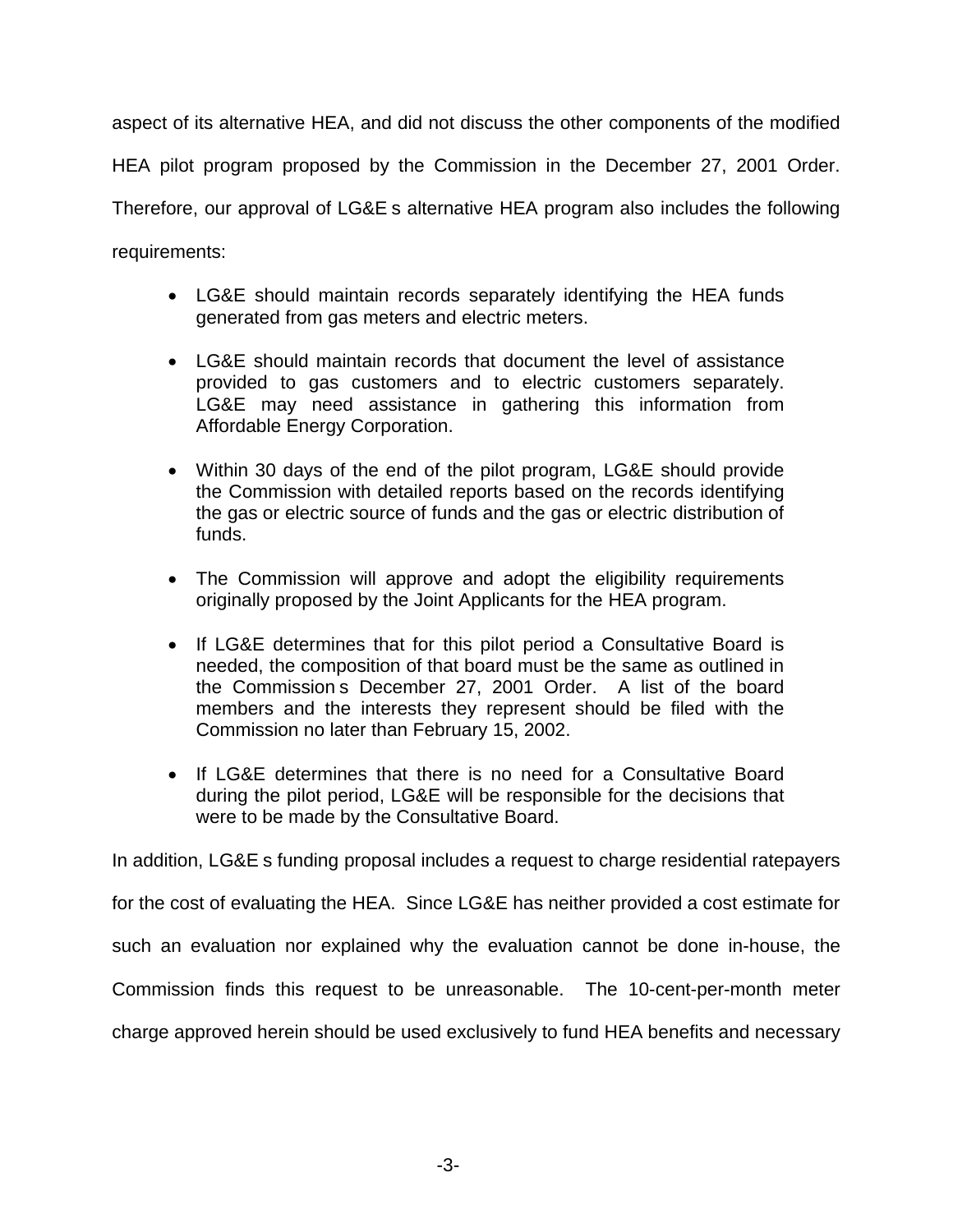aspect of its alternative HEA, and did not discuss the other components of the modified HEA pilot program proposed by the Commission in the December 27, 2001 Order. Therefore, our approval of LG&E s alternative HEA program also includes the following requirements:

- LG&E should maintain records separately identifying the HEA funds generated from gas meters and electric meters.
- LG&E should maintain records that document the level of assistance provided to gas customers and to electric customers separately. LG&E may need assistance in gathering this information from Affordable Energy Corporation.
- Within 30 days of the end of the pilot program, LG&E should provide the Commission with detailed reports based on the records identifying the gas or electric source of funds and the gas or electric distribution of funds.
- The Commission will approve and adopt the eligibility requirements originally proposed by the Joint Applicants for the HEA program.
- If LG&E determines that for this pilot period a Consultative Board is needed, the composition of that board must be the same as outlined in the Commission s December 27, 2001 Order. A list of the board members and the interests they represent should be filed with the Commission no later than February 15, 2002.
- If LG&E determines that there is no need for a Consultative Board during the pilot period, LG&E will be responsible for the decisions that were to be made by the Consultative Board.

In addition, LG&E s funding proposal includes a request to charge residential ratepayers for the cost of evaluating the HEA. Since LG&E has neither provided a cost estimate for such an evaluation nor explained why the evaluation cannot be done in-house, the Commission finds this request to be unreasonable. The 10-cent-per-month meter charge approved herein should be used exclusively to fund HEA benefits and necessary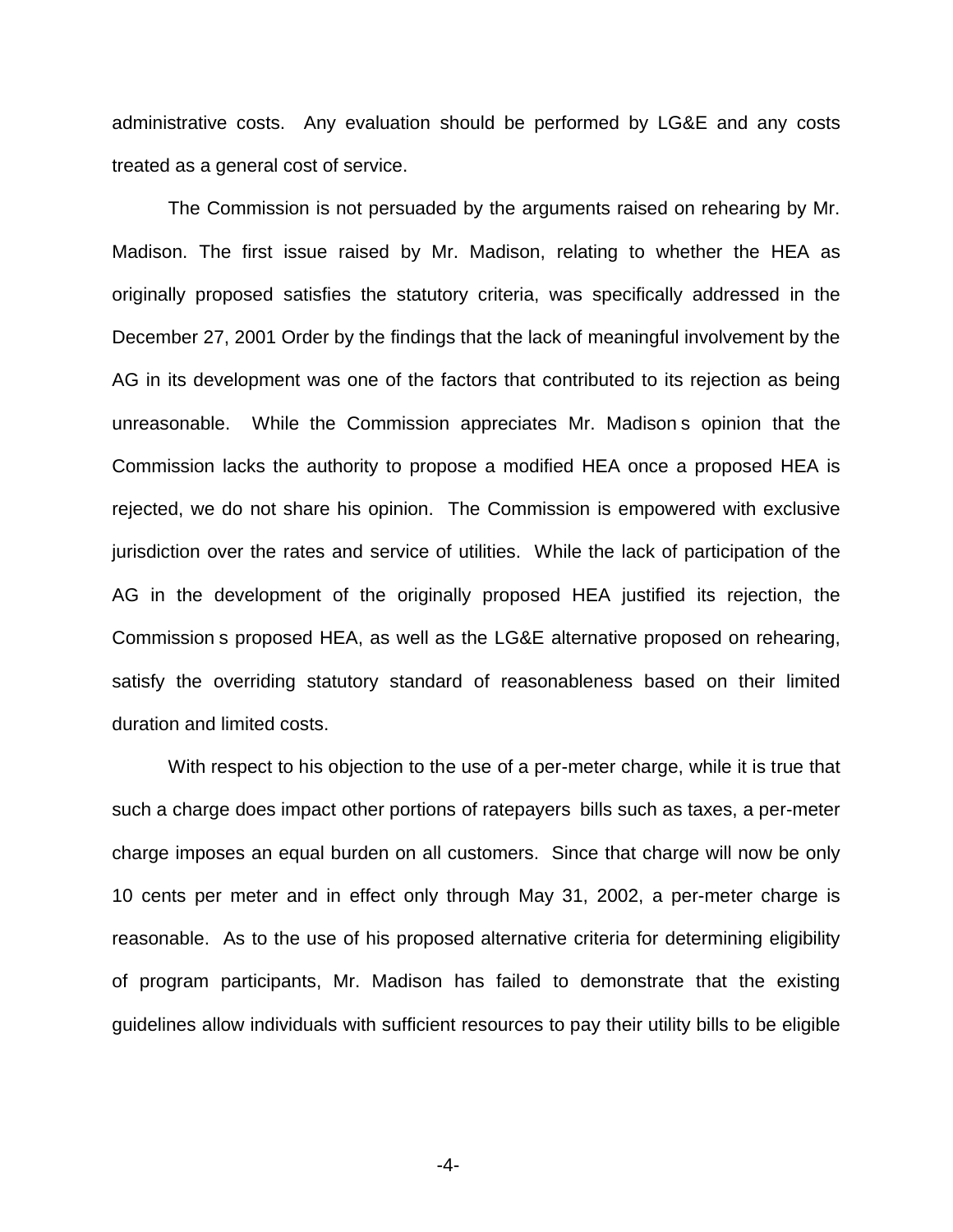administrative costs.  Any evaluation should be performed by LG&E and any costs treated as a general cost of service.

The Commission is not persuaded by the arguments raised on rehearing by Mr. Madison. The first issue raised by Mr. Madison, relating to whether the HEA as originally proposed satisfies the statutory criteria, was specifically addressed in the December 27, 2001 Order by the findings that the lack of meaningful involvement by the AG in its development was one of the factors that contributed to its rejection as being unreasonable.  While the Commission appreciates Mr. Madison s opinion that the Commission lacks the authority to propose a modified HEA once a proposed HEA is rejected, we do not share his opinion.  The Commission is empowered with exclusive jurisdiction over the rates and service of utilities.  While the lack of participation of the AG in the development of the originally proposed HEA justified its rejection, the Commission s proposed HEA, as well as the LG&E alternative proposed on rehearing, satisfy the overriding statutory standard of reasonableness based on their limited duration and limited costs.

With respect to his objection to the use of a per-meter charge, while it is true that such a charge does impact other portions of ratepayers  bills such as taxes, a per-meter charge imposes an equal burden on all customers.  Since that charge will now be only 10 cents per meter and in effect only through May 31, 2002, a per-meter charge is reasonable.  As to the use of his proposed alternative criteria for determining eligibility of program participants, Mr. Madison has failed to demonstrate that the existing guidelines allow individuals with sufficient resources to pay their utility bills to be eligible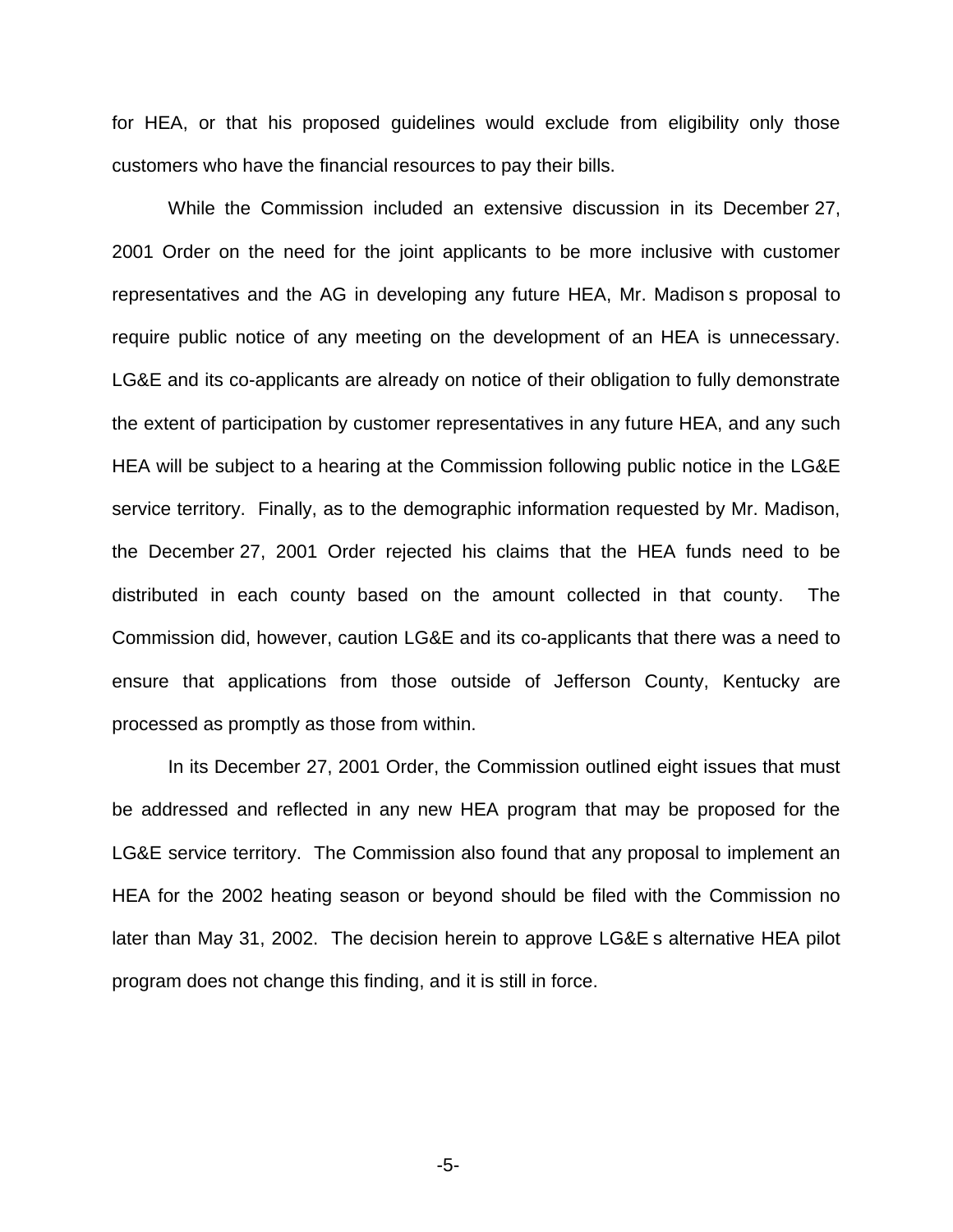for HEA, or that his proposed guidelines would exclude from eligibility only those customers who have the financial resources to pay their bills.

While the Commission included an extensive discussion in its December 27, 2001 Order on the need for the joint applicants to be more inclusive with customer representatives and the AG in developing any future HEA, Mr. Madison s proposal to require public notice of any meeting on the development of an HEA is unnecessary. LG&E and its co-applicants are already on notice of their obligation to fully demonstrate the extent of participation by customer representatives in any future HEA, and any such HEA will be subject to a hearing at the Commission following public notice in the LG&E service territory. Finally, as to the demographic information requested by Mr. Madison, the December 27, 2001 Order rejected his claims that the HEA funds need to be distributed in each county based on the amount collected in that county. The Commission did, however, caution LG&E and its co-applicants that there was a need to ensure that applications from those outside of Jefferson County, Kentucky are processed as promptly as those from within.

In its December 27, 2001 Order, the Commission outlined eight issues that must be addressed and reflected in any new HEA program that may be proposed for the LG&E service territory. The Commission also found that any proposal to implement an HEA for the 2002 heating season or beyond should be filed with the Commission no later than May 31, 2002. The decision herein to approve LG&E s alternative HEA pilot program does not change this finding, and it is still in force.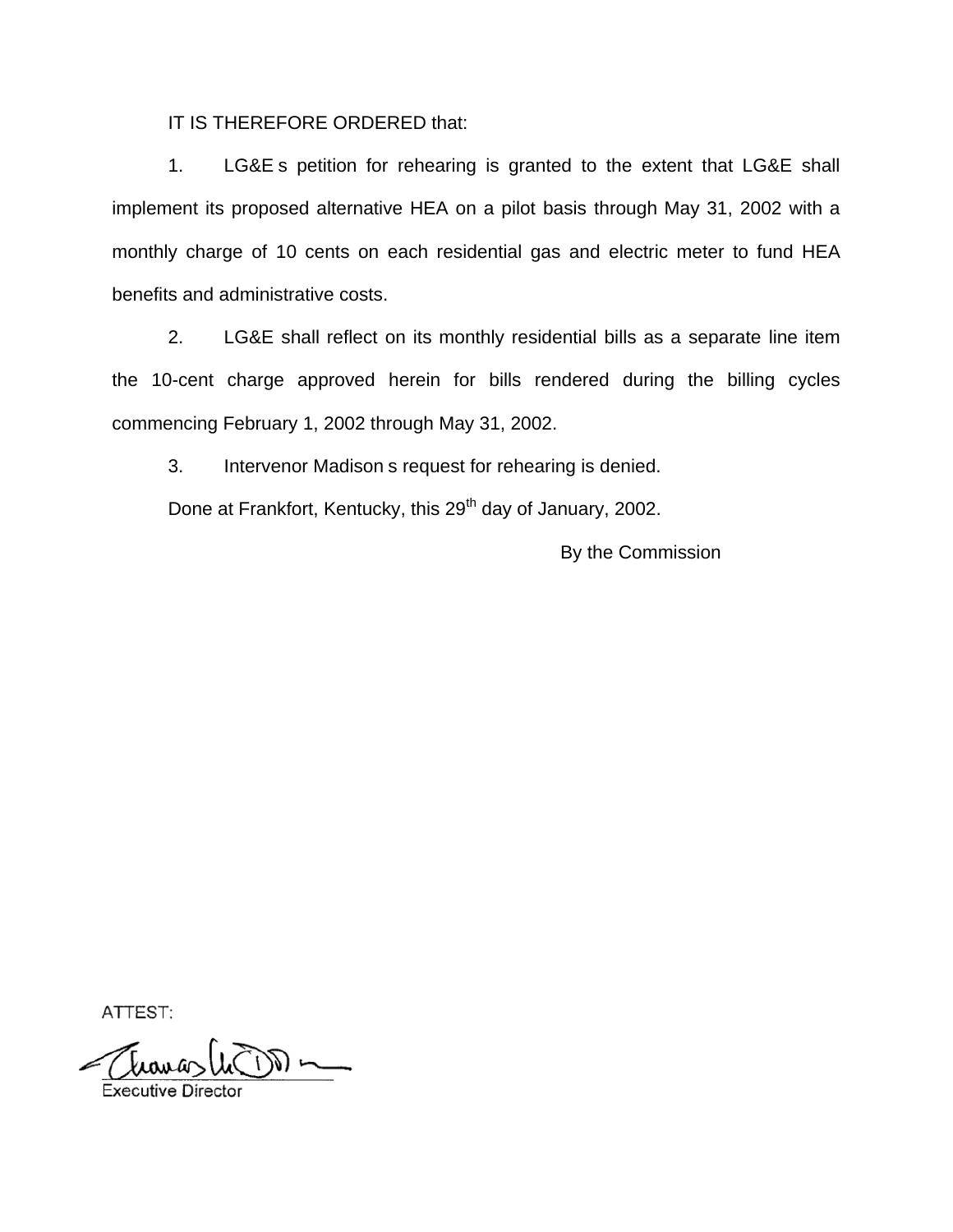IT IS THEREFORE ORDERED that:

1. LG&E s petition for rehearing is granted to the extent that LG&E shall implement its proposed alternative HEA on a pilot basis through May 31, 2002 with a monthly charge of 10 cents on each residential gas and electric meter to fund HEA benefits and administrative costs.

2. LG&E shall reflect on its monthly residential bills as a separate line item the 10-cent charge approved herein for bills rendered during the billing cycles commencing February 1, 2002 through May 31, 2002.

3. Intervenor Madison s request for rehearing is denied.

Done at Frankfort, Kentucky, this 29th day of January, 2002.

By the Commission

ATTEST:

Executive Director